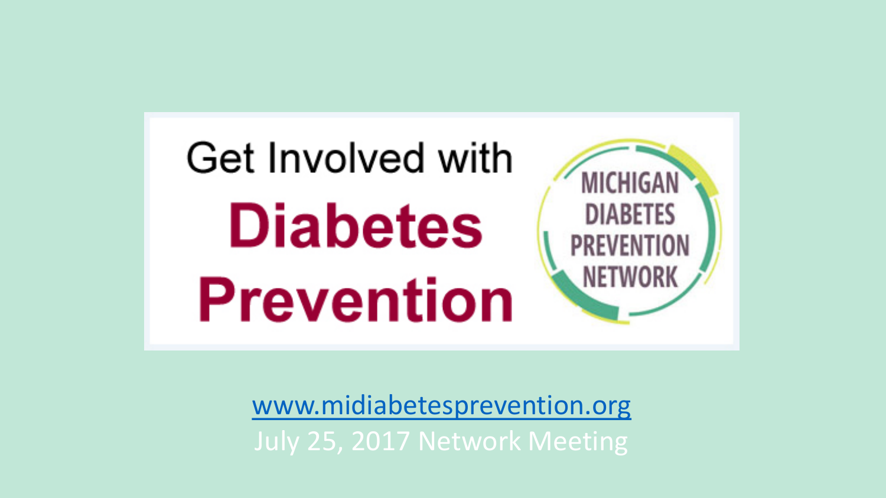# Get Involved with Diabetes Prevention

MICHIGAN DIABETES PREVENTION NETWORK

[www.midiabetesprevention.org](http://www.midiabetesprevention.org)

July 25, 2017 Network Meeting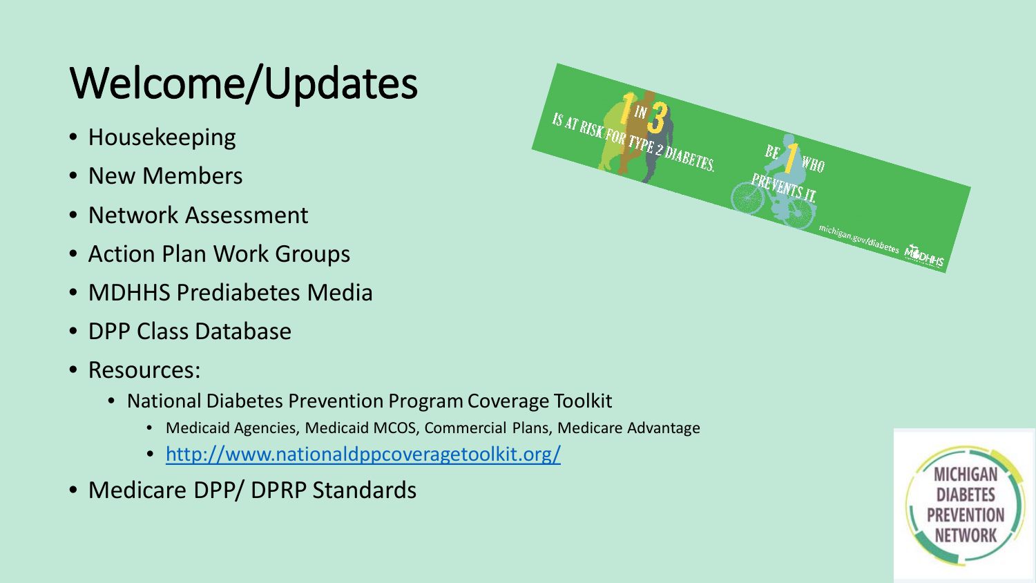# Welcome/Updates

- Housekeeping
- New Members
- Network Assessment
- Action Plan Work Groups
- MDHHS Prediabetes Media
- DPP Class Database
- Resources:
  - National Diabetes Prevention Program Coverage Toolkit
    - Medicaid Agencies, Medicaid MCOS, Commercial Plans, Medicare Advantage
    - http://www.nationaldppcoveragetoolkit.org/
- Medicare DPP/ DPRP Standards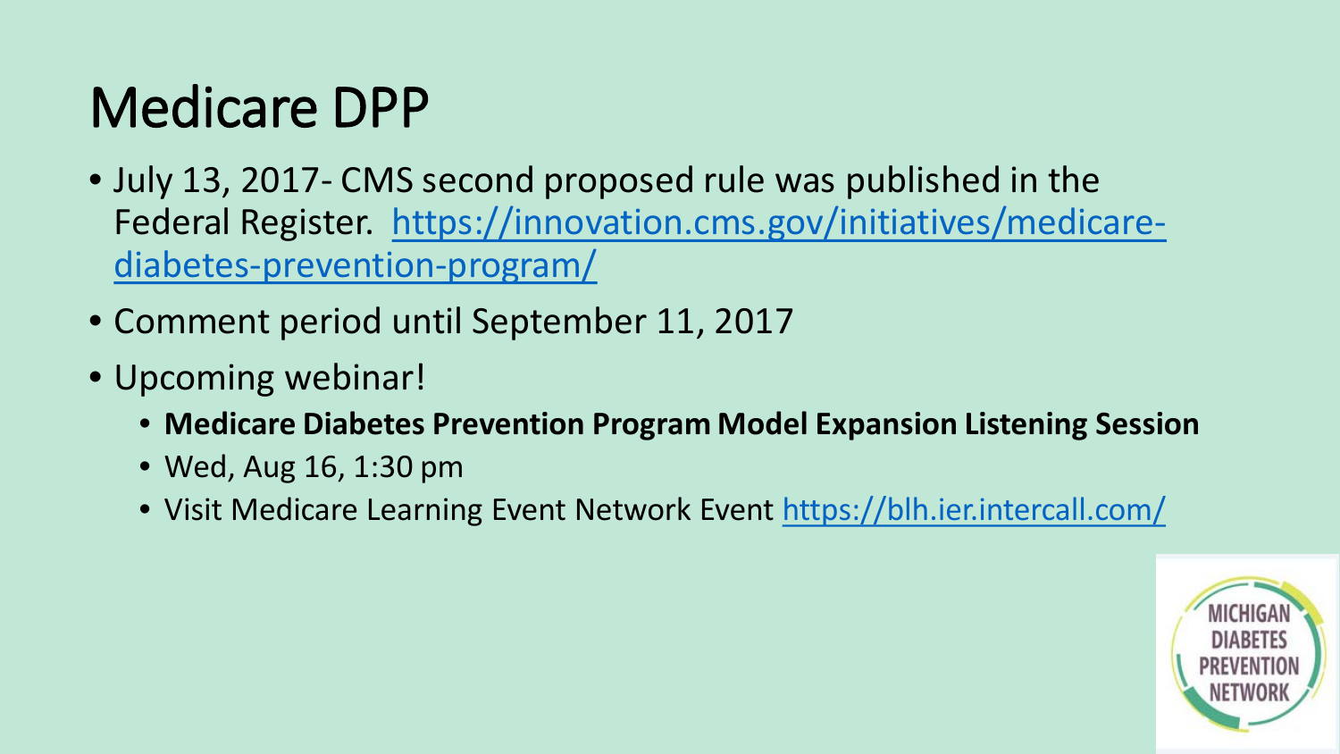# Medicare DPP

- July 13, 2017- CMS second proposed rule was published in the Federal Register. https://innovation.cms.gov/initiatives/medicare-diabetes-prevention-program/
- Comment period until September 11, 2017
- Upcoming webinar!
  - **Medicare Diabetes Prevention Program Model Expansion Listening Session**
  - Wed, Aug 16, 1:30 pm
  - Visit Medicare Learning Event Network Event https://blh.ier.intercall.com/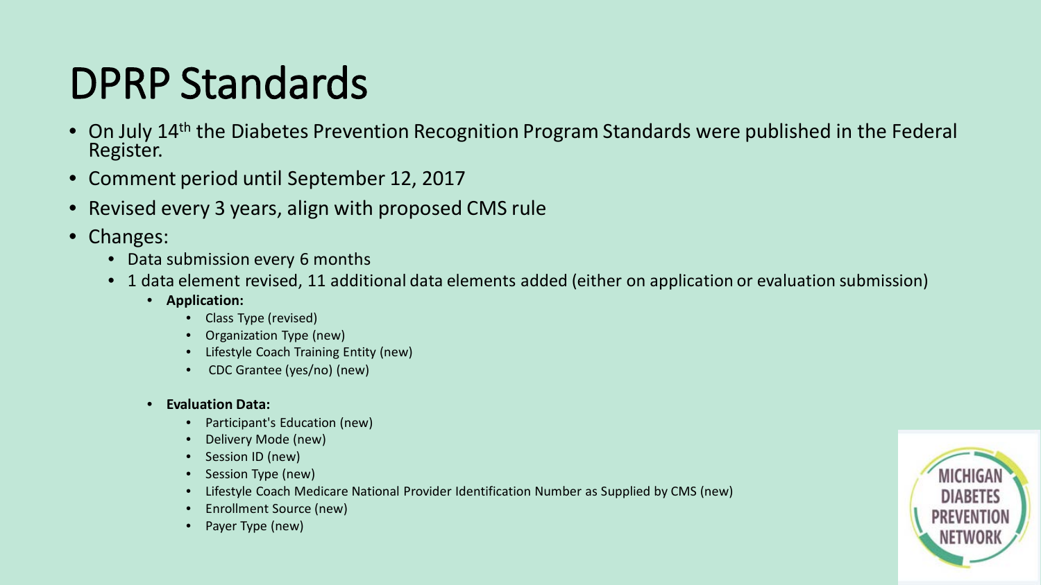# DPRP Standards

- On July 14th the Diabetes Prevention Recognition Program Standards were published in the Federal Register.
- Comment period until September 12, 2017
- Revised every 3 years, align with proposed CMS rule
- Changes:
  - Data submission every 6 months
  - 1 data element revised, 11 additional data elements added (either on application or evaluation submission)
    - **Application:**
      - Class Type (revised)
      - Organization Type (new)
      - Lifestyle Coach Training Entity (new)
      - CDC Grantee (yes/no) (new)
    - **Evaluation Data:**
      - Participant's Education (new)
      - Delivery Mode (new)
      - Session ID (new)
      - Session Type (new)
      - Lifestyle Coach Medicare National Provider Identification Number as Supplied by CMS (new)
      - Enrollment Source (new)
      - Payer Type (new)

MICHIGAN DIABETES PREVENTION NETWORK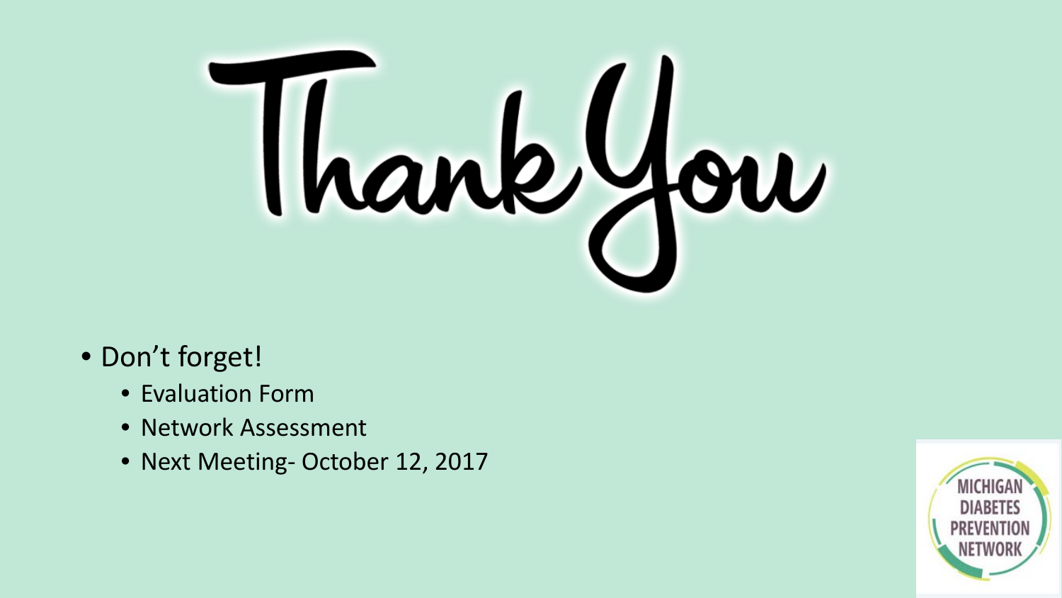# Thank You

- Don't forget!
  - Evaluation Form
  - Network Assessment
  - Next Meeting- October 12, 2017

MICHIGAN DIABETES PREVENTION NETWORK